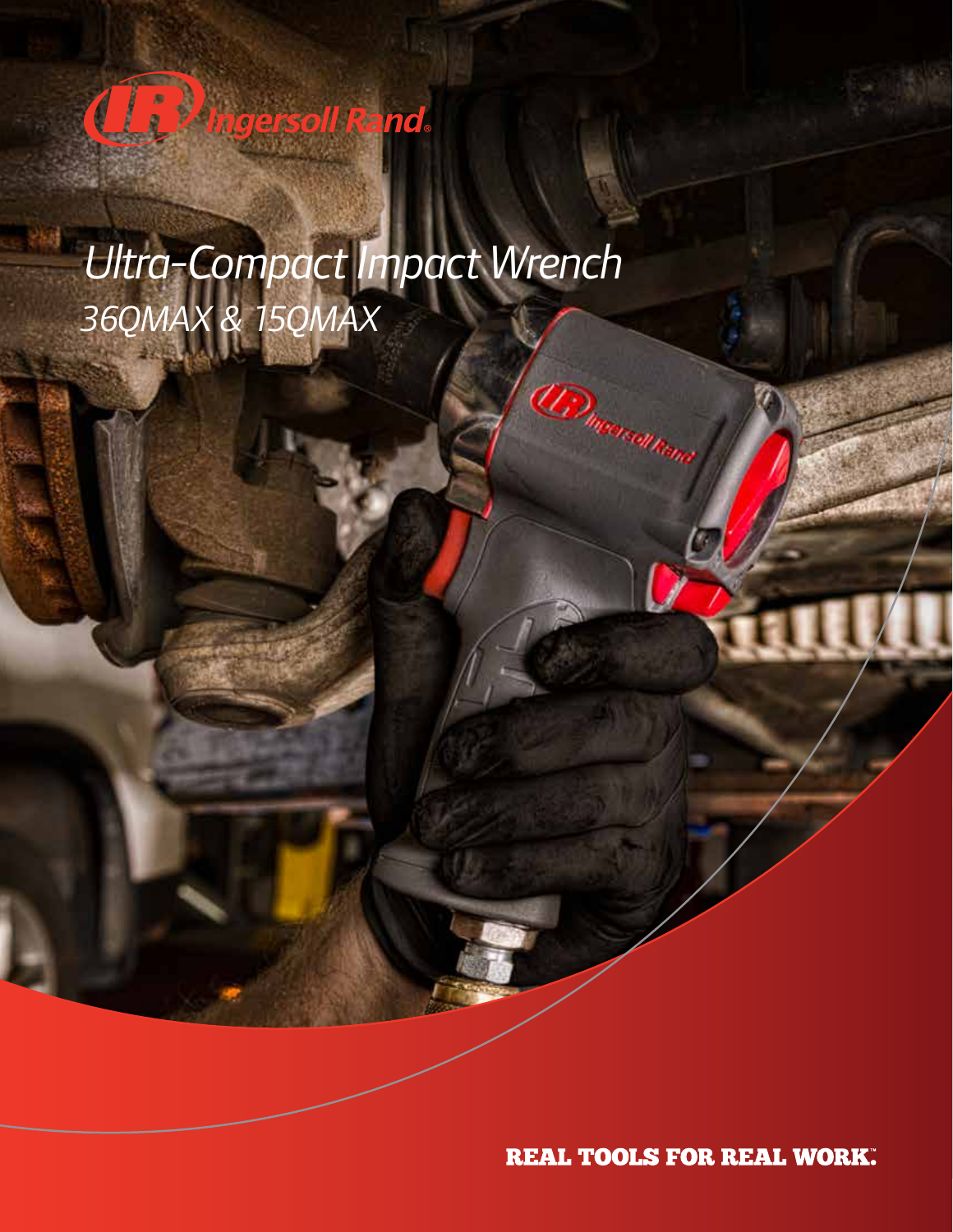Ingersoll Rand

# Ultra-Compact Impact Wrench

## 36QMAX & 15QMAX

**REAL TOOLS FOR REAL WORK.™**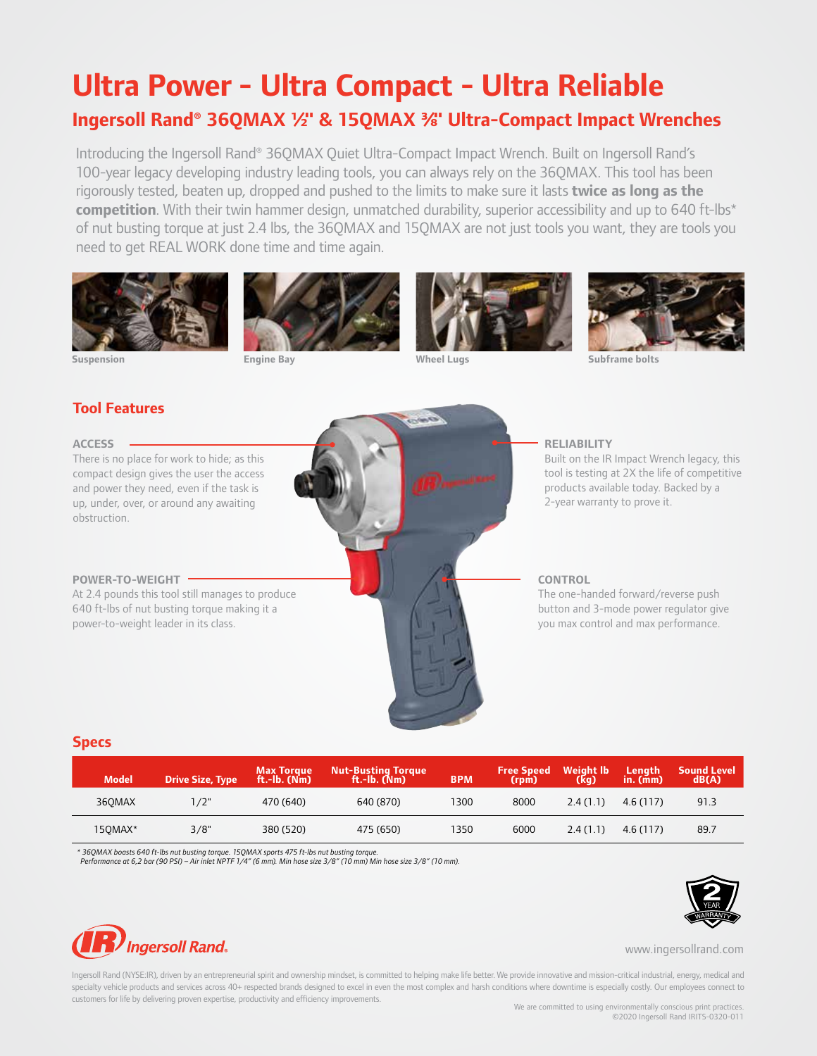# Ultra Power - Ultra Compact - Ultra Reliable

## Ingersoll Rand® 36QMAX ½" & 15QMAX ⅜" Ultra-Compact Impact Wrenches

Introducing the Ingersoll Rand® 36QMAX Quiet Ultra-Compact Impact Wrench. Built on Ingersoll Rand's 100-year legacy developing industry leading tools, you can always rely on the 36QMAX. This tool has been rigorously tested, beaten up, dropped and pushed to the limits to make sure it lasts **twice as long as the competition**. With their twin hammer design, unmatched durability, superior accessibility and up to 640 ft-lbs* of nut busting torque at just 2.4 lbs, the 36QMAX and 15QMAX are not just tools you want, they are tools you need to get REAL WORK done time and time again.

Suspension

Engine Bay

Wheel Lugs

Subframe bolts

## Tool Features

**ACCESS**

There is no place for work to hide; as this compact design gives the user the access and power they need, even if the task is up, under, over, or around any awaiting obstruction.

**RELIABILITY**

Built on the IR Impact Wrench legacy, this tool is testing at 2X the life of competitive products available today. Backed by a 2-year warranty to prove it.

**POWER-TO-WEIGHT**

At 2.4 pounds this tool still manages to produce 640 ft-lbs of nut busting torque making it a power-to-weight leader in its class.

**CONTROL**

The one-handed forward/reverse push button and 3-mode power regulator give you max control and max performance.

## Specs

| Model | Drive Size, Type | Max Torque ft.-lb. (Nm) | Nut-Busting Torque ft.-lb. (Nm) | BPM | Free Speed (rpm) | Weight lb (kg) | Length in. (mm) | Sound Level dB(A) |
|---|---|---|---|---|---|---|---|---|
| 36QMAX | 1/2" | 470 (640) | 640 (870) | 1300 | 8000 | 2.4 (1.1) | 4.6 (117) | 91.3 |
| 15QMAX* | 3/8" | 380 (520) | 475 (650) | 1350 | 6000 | 2.4 (1.1) | 4.6 (117) | 89.7 |

*\* 36QMAX boasts 640 ft-lbs nut busting torque. 15QMAX sports 475 ft-lbs nut busting torque.*
*Performance at 6,2 bar (90 PSI) – Air inlet NPTF 1/4" (6 mm). Min hose size 3/8" (10 mm) Min hose size 3/8" (10 mm).*

2 YEAR WARRANTY

Ingersoll Rand

www.ingersollrand.com

Ingersoll Rand (NYSE:IR), driven by an entrepreneurial spirit and ownership mindset, is committed to helping make life better. We provide innovative and mission-critical industrial, energy, medical and specialty vehicle products and services across 40+ respected brands designed to excel in even the most complex and harsh conditions where downtime is especially costly. Our employees connect to customers for life by delivering proven expertise, productivity and efficiency improvements.

We are committed to using environmentally conscious print practices.
©2020 Ingersoll Rand IRITS-0320-011